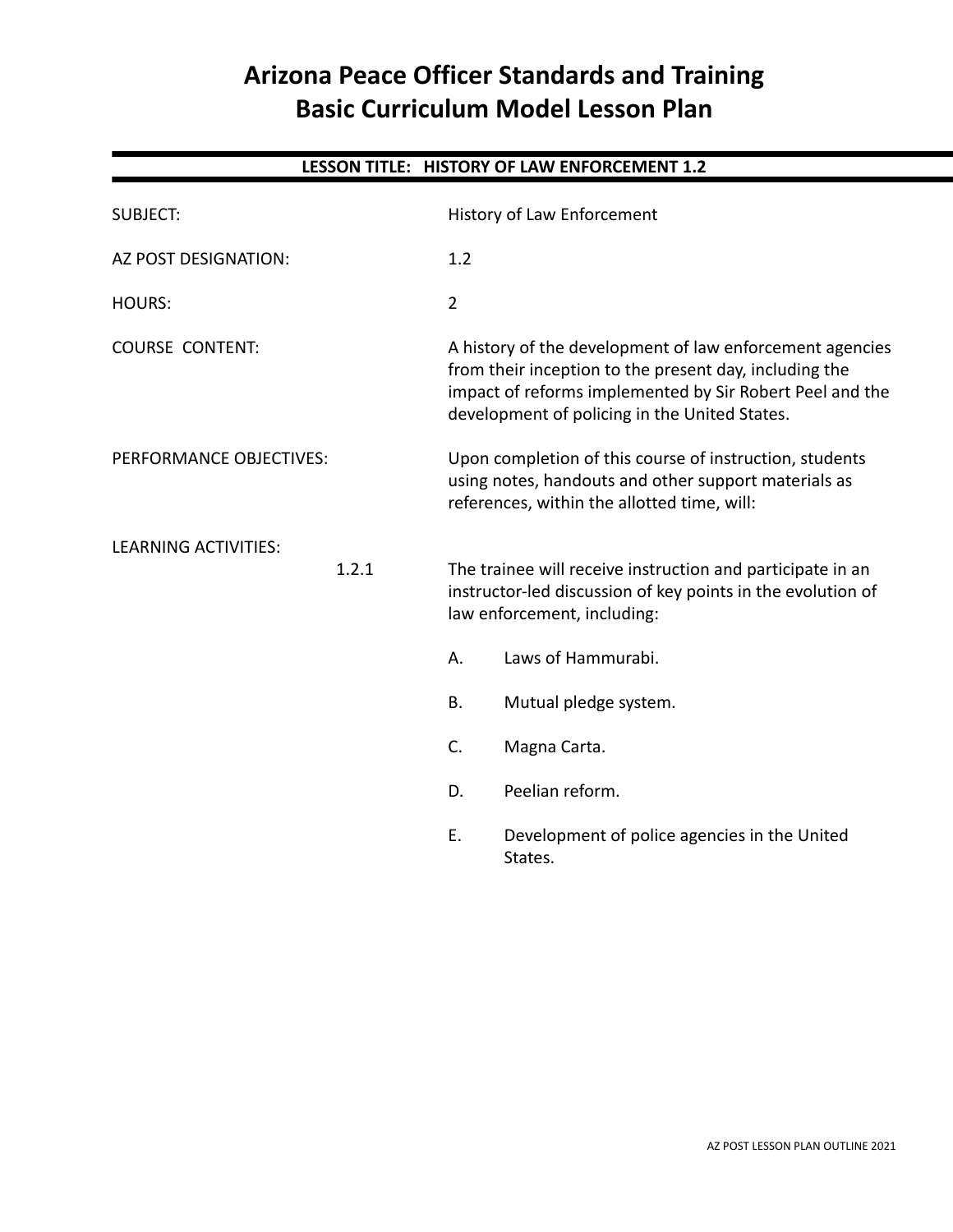# Arizona Peace Officer Standards and Training
# Basic Curriculum Model Lesson Plan

## LESSON TITLE: HISTORY OF LAW ENFORCEMENT 1.2

SUBJECT: History of Law Enforcement

AZ POST DESIGNATION: 1.2

HOURS: 2

COURSE CONTENT: A history of the development of law enforcement agencies from their inception to the present day, including the impact of reforms implemented by Sir Robert Peel and the development of policing in the United States.

PERFORMANCE OBJECTIVES: Upon completion of this course of instruction, students using notes, handouts and other support materials as references, within the allotted time, will:

LEARNING ACTIVITIES:

1.2.1 The trainee will receive instruction and participate in an instructor-led discussion of key points in the evolution of law enforcement, including:

A. Laws of Hammurabi.

B. Mutual pledge system.

C. Magna Carta.

D. Peelian reform.

E. Development of police agencies in the United States.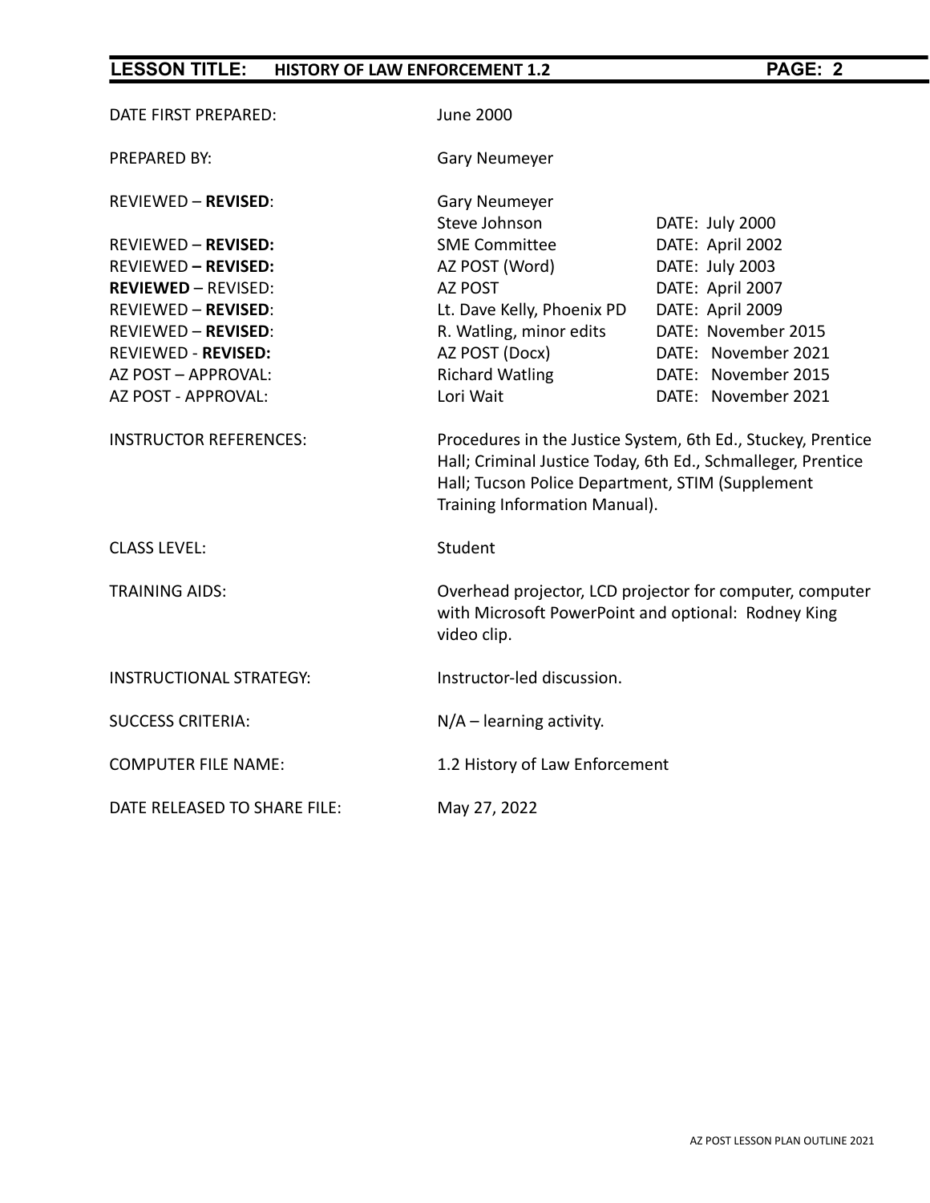| | | |
|---|---|---|
| DATE FIRST PREPARED: | June 2000 | |
| PREPARED BY: | Gary Neumeyer | |
| REVIEWED – **REVISED**: | Gary Neumeyer<br>Steve Johnson | DATE: July 2000 |
| REVIEWED – **REVISED:** | SME Committee | DATE: April 2002 |
| REVIEWED **– REVISED:** | AZ POST (Word) | DATE: July 2003 |
| **REVIEWED** – REVISED: | AZ POST | DATE: April 2007 |
| REVIEWED – **REVISED**: | Lt. Dave Kelly, Phoenix PD | DATE: April 2009 |
| REVIEWED – **REVISED**: | R. Watling, minor edits | DATE: November 2015 |
| REVIEWED - **REVISED:** | AZ POST (Docx) | DATE: November 2021 |
| AZ POST – APPROVAL: | Richard Watling | DATE: November 2015 |
| AZ POST - APPROVAL: | Lori Wait | DATE: November 2021 |

INSTRUCTOR REFERENCES: Procedures in the Justice System, 6th Ed., Stuckey, Prentice Hall; Criminal Justice Today, 6th Ed., Schmalleger, Prentice Hall; Tucson Police Department, STIM (Supplement Training Information Manual).

CLASS LEVEL: Student

TRAINING AIDS: Overhead projector, LCD projector for computer, computer with Microsoft PowerPoint and optional: Rodney King video clip.

INSTRUCTIONAL STRATEGY: Instructor-led discussion.

SUCCESS CRITERIA: N/A – learning activity.

COMPUTER FILE NAME: 1.2 History of Law Enforcement

DATE RELEASED TO SHARE FILE: May 27, 2022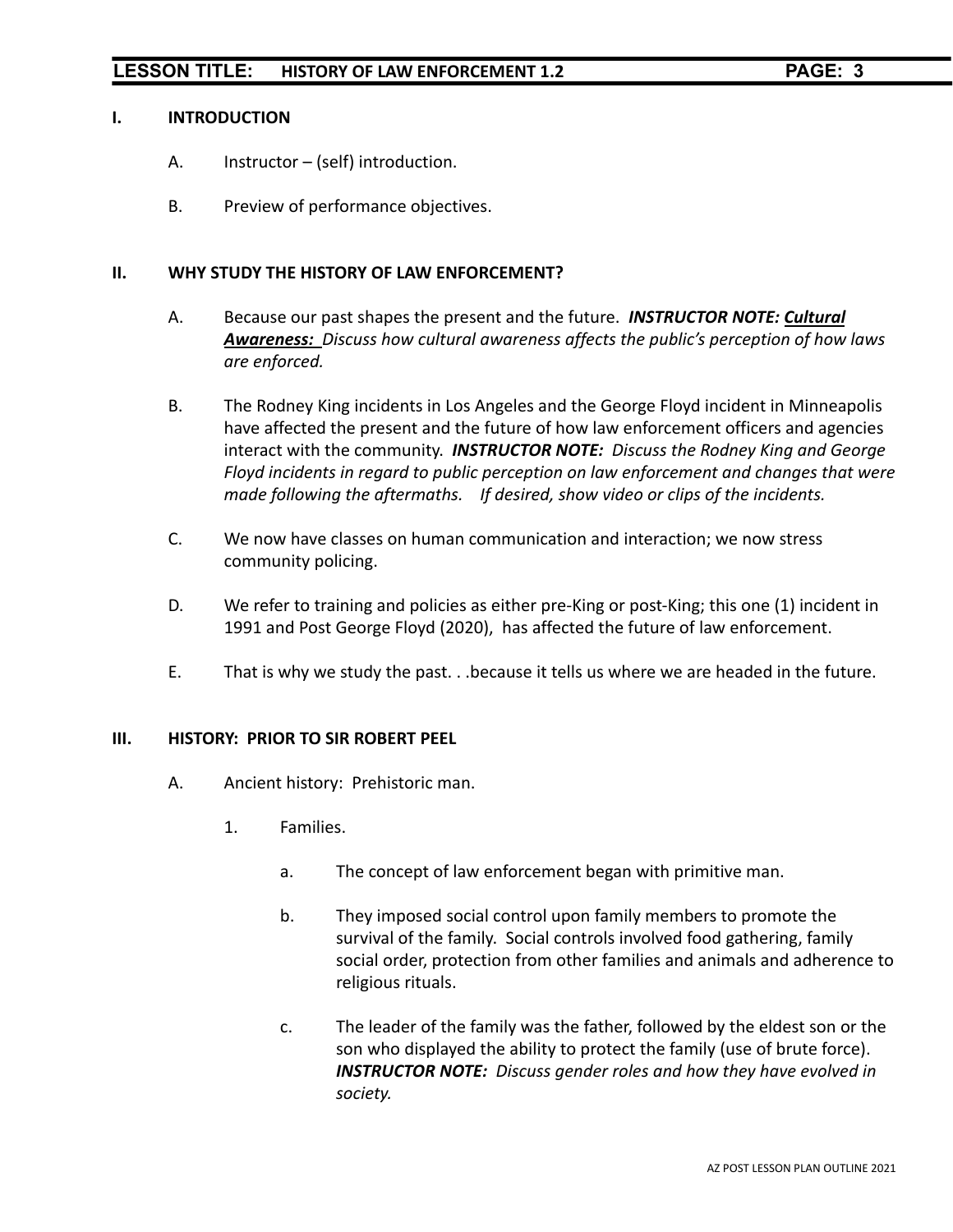## I. INTRODUCTION

A. Instructor – (self) introduction.

B. Preview of performance objectives.

## II. WHY STUDY THE HISTORY OF LAW ENFORCEMENT?

A. Because our past shapes the present and the future. ***INSTRUCTOR NOTE: Cultural Awareness:*** *Discuss how cultural awareness affects the public's perception of how laws are enforced.*

B. The Rodney King incidents in Los Angeles and the George Floyd incident in Minneapolis have affected the present and the future of how law enforcement officers and agencies interact with the community. ***INSTRUCTOR NOTE:*** *Discuss the Rodney King and George Floyd incidents in regard to public perception on law enforcement and changes that were made following the aftermaths. If desired, show video or clips of the incidents.*

C. We now have classes on human communication and interaction; we now stress community policing.

D. We refer to training and policies as either pre-King or post-King; this one (1) incident in 1991 and Post George Floyd (2020), has affected the future of law enforcement.

E. That is why we study the past. . .because it tells us where we are headed in the future.

## III. HISTORY: PRIOR TO SIR ROBERT PEEL

A. Ancient history: Prehistoric man.

1. Families.

   a. The concept of law enforcement began with primitive man.

   b. They imposed social control upon family members to promote the survival of the family. Social controls involved food gathering, family social order, protection from other families and animals and adherence to religious rituals.

   c. The leader of the family was the father, followed by the eldest son or the son who displayed the ability to protect the family (use of brute force). ***INSTRUCTOR NOTE:*** *Discuss gender roles and how they have evolved in society.*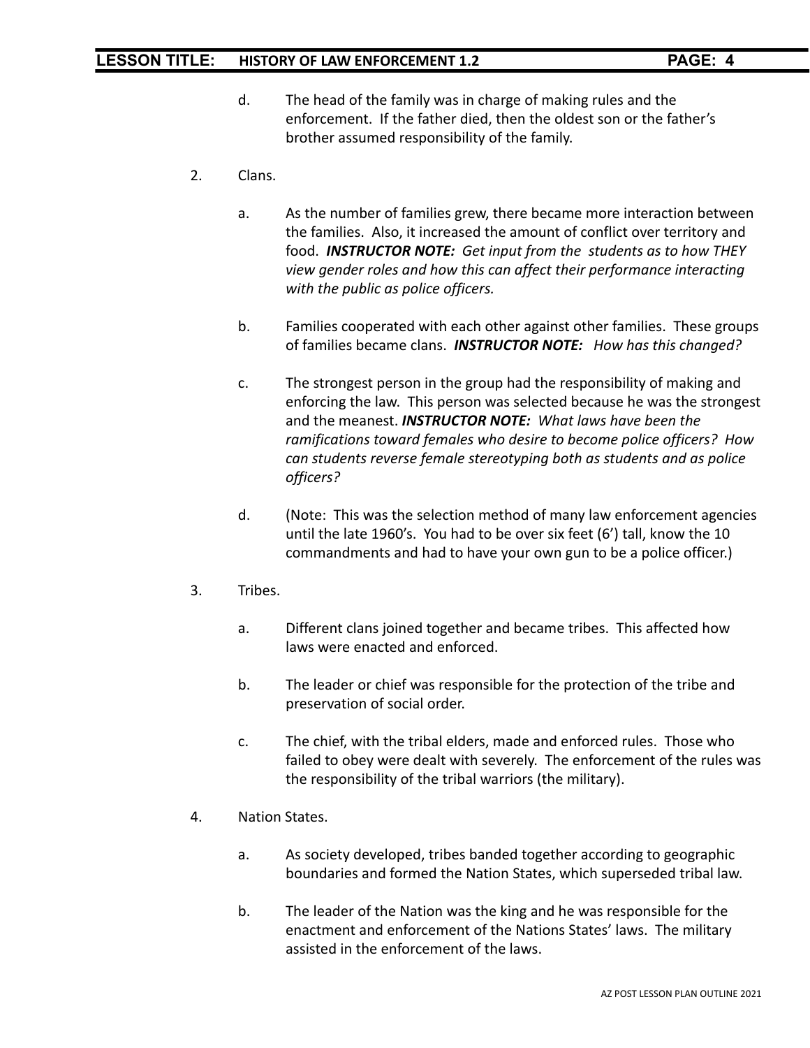d. The head of the family was in charge of making rules and the enforcement. If the father died, then the oldest son or the father's brother assumed responsibility of the family.

2. Clans.

   a. As the number of families grew, there became more interaction between the families. Also, it increased the amount of conflict over territory and food. ***INSTRUCTOR NOTE:*** *Get input from the students as to how THEY view gender roles and how this can affect their performance interacting with the public as police officers.*

   b. Families cooperated with each other against other families. These groups of families became clans. ***INSTRUCTOR NOTE:*** *How has this changed?*

   c. The strongest person in the group had the responsibility of making and enforcing the law. This person was selected because he was the strongest and the meanest. ***INSTRUCTOR NOTE:*** *What laws have been the ramifications toward females who desire to become police officers? How can students reverse female stereotyping both as students and as police officers?*

   d. (Note: This was the selection method of many law enforcement agencies until the late 1960's. You had to be over six feet (6') tall, know the 10 commandments and had to have your own gun to be a police officer.)

3. Tribes.

   a. Different clans joined together and became tribes. This affected how laws were enacted and enforced.

   b. The leader or chief was responsible for the protection of the tribe and preservation of social order.

   c. The chief, with the tribal elders, made and enforced rules. Those who failed to obey were dealt with severely. The enforcement of the rules was the responsibility of the tribal warriors (the military).

4. Nation States.

   a. As society developed, tribes banded together according to geographic boundaries and formed the Nation States, which superseded tribal law.

   b. The leader of the Nation was the king and he was responsible for the enactment and enforcement of the Nations States' laws. The military assisted in the enforcement of the laws.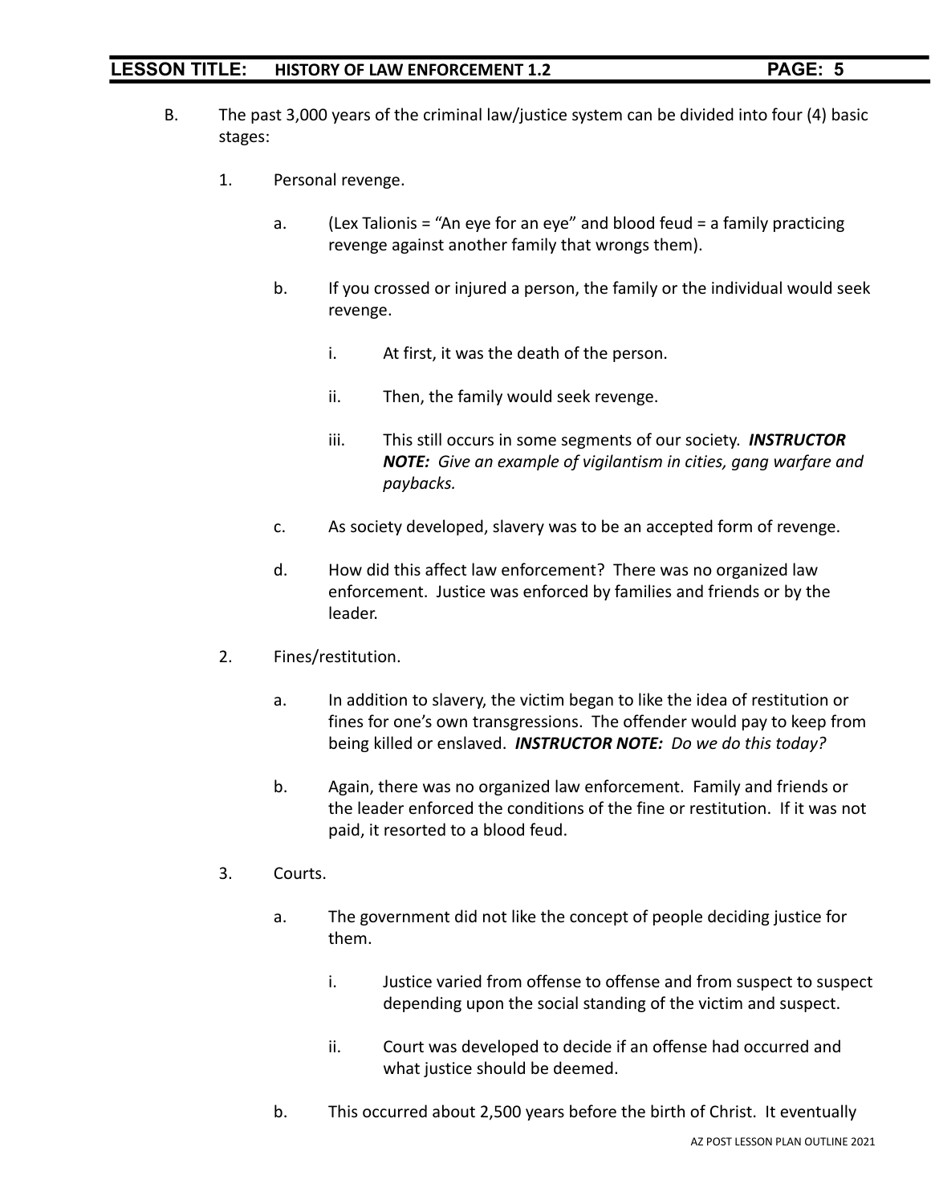B. The past 3,000 years of the criminal law/justice system can be divided into four (4) basic stages:

1. Personal revenge.

   a. (Lex Talionis = "An eye for an eye" and blood feud = a family practicing revenge against another family that wrongs them).

   b. If you crossed or injured a person, the family or the individual would seek revenge.

      i. At first, it was the death of the person.

      ii. Then, the family would seek revenge.

      iii. This still occurs in some segments of our society. ***INSTRUCTOR NOTE:*** *Give an example of vigilantism in cities, gang warfare and paybacks.*

   c. As society developed, slavery was to be an accepted form of revenge.

   d. How did this affect law enforcement? There was no organized law enforcement. Justice was enforced by families and friends or by the leader.

2. Fines/restitution.

   a. In addition to slavery, the victim began to like the idea of restitution or fines for one's own transgressions. The offender would pay to keep from being killed or enslaved. ***INSTRUCTOR NOTE:*** *Do we do this today?*

   b. Again, there was no organized law enforcement. Family and friends or the leader enforced the conditions of the fine or restitution. If it was not paid, it resorted to a blood feud.

3. Courts.

   a. The government did not like the concept of people deciding justice for them.

      i. Justice varied from offense to offense and from suspect to suspect depending upon the social standing of the victim and suspect.

      ii. Court was developed to decide if an offense had occurred and what justice should be deemed.

   b. This occurred about 2,500 years before the birth of Christ. It eventually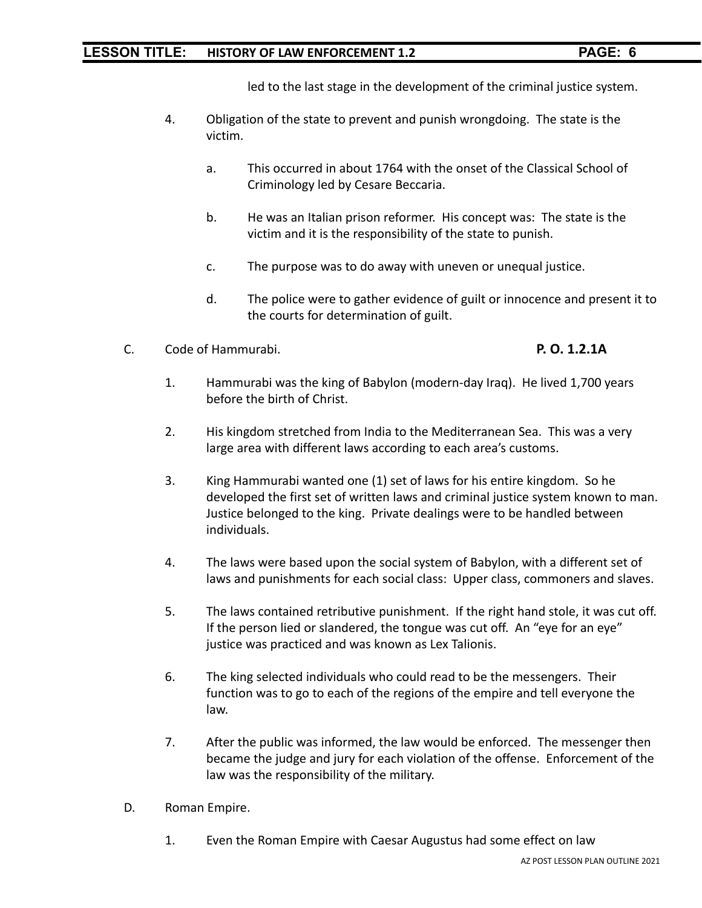led to the last stage in the development of the criminal justice system.

4. Obligation of the state to prevent and punish wrongdoing. The state is the victim.

   a. This occurred in about 1764 with the onset of the Classical School of Criminology led by Cesare Beccaria.

   b. He was an Italian prison reformer. His concept was: The state is the victim and it is the responsibility of the state to punish.

   c. The purpose was to do away with uneven or unequal justice.

   d. The police were to gather evidence of guilt or innocence and present it to the courts for determination of guilt.

C. Code of Hammurabi. **P. O. 1.2.1A**

1. Hammurabi was the king of Babylon (modern-day Iraq). He lived 1,700 years before the birth of Christ.

2. His kingdom stretched from India to the Mediterranean Sea. This was a very large area with different laws according to each area's customs.

3. King Hammurabi wanted one (1) set of laws for his entire kingdom. So he developed the first set of written laws and criminal justice system known to man. Justice belonged to the king. Private dealings were to be handled between individuals.

4. The laws were based upon the social system of Babylon, with a different set of laws and punishments for each social class: Upper class, commoners and slaves.

5. The laws contained retributive punishment. If the right hand stole, it was cut off. If the person lied or slandered, the tongue was cut off. An "eye for an eye" justice was practiced and was known as Lex Talionis.

6. The king selected individuals who could read to be the messengers. Their function was to go to each of the regions of the empire and tell everyone the law.

7. After the public was informed, the law would be enforced. The messenger then became the judge and jury for each violation of the offense. Enforcement of the law was the responsibility of the military.

D. Roman Empire.

1. Even the Roman Empire with Caesar Augustus had some effect on law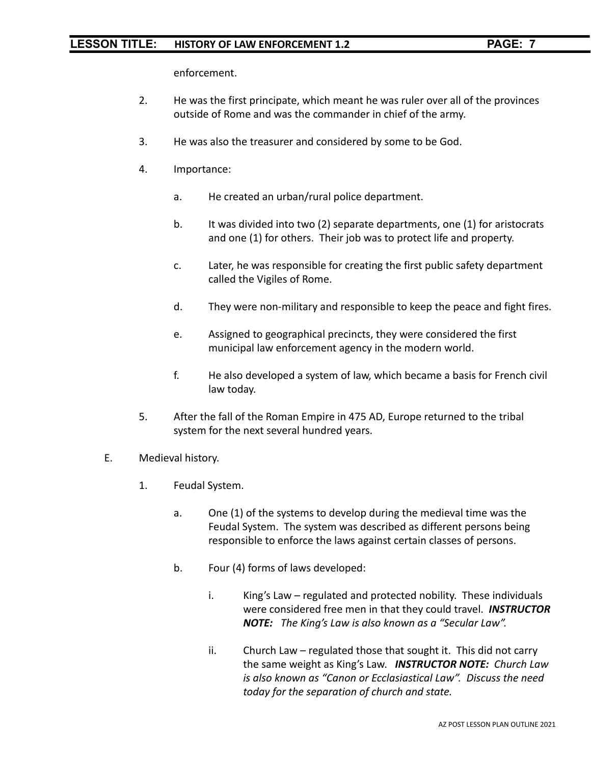enforcement.

2. He was the first principate, which meant he was ruler over all of the provinces outside of Rome and was the commander in chief of the army.

3. He was also the treasurer and considered by some to be God.

4. Importance:

   a. He created an urban/rural police department.

   b. It was divided into two (2) separate departments, one (1) for aristocrats and one (1) for others. Their job was to protect life and property.

   c. Later, he was responsible for creating the first public safety department called the Vigiles of Rome.

   d. They were non-military and responsible to keep the peace and fight fires.

   e. Assigned to geographical precincts, they were considered the first municipal law enforcement agency in the modern world.

   f. He also developed a system of law, which became a basis for French civil law today.

5. After the fall of the Roman Empire in 475 AD, Europe returned to the tribal system for the next several hundred years.

E. Medieval history.

1. Feudal System.

   a. One (1) of the systems to develop during the medieval time was the Feudal System. The system was described as different persons being responsible to enforce the laws against certain classes of persons.

   b. Four (4) forms of laws developed:

      i. King's Law – regulated and protected nobility. These individuals were considered free men in that they could travel. ***INSTRUCTOR NOTE:*** *The King's Law is also known as a "Secular Law".*

      ii. Church Law – regulated those that sought it. This did not carry the same weight as King's Law. ***INSTRUCTOR NOTE:*** *Church Law is also known as "Canon or Ecclasiastical Law". Discuss the need today for the separation of church and state.*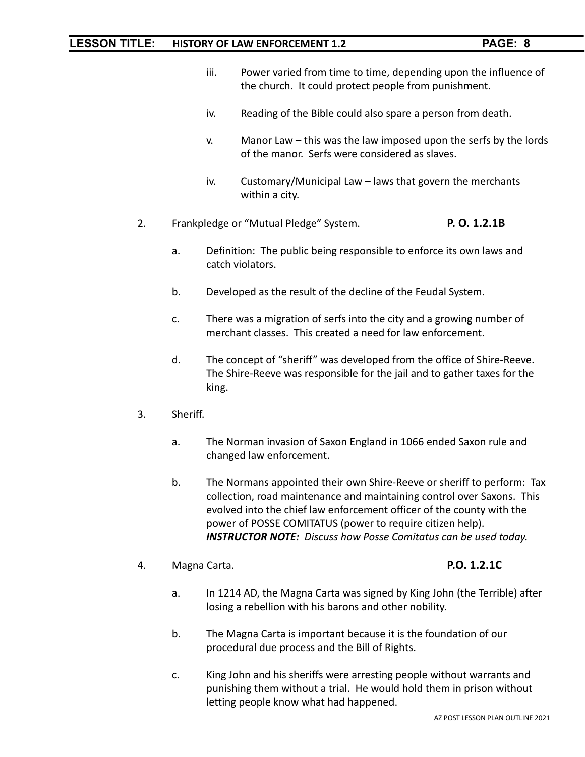iii. Power varied from time to time, depending upon the influence of the church. It could protect people from punishment.

iv. Reading of the Bible could also spare a person from death.

v. Manor Law – this was the law imposed upon the serfs by the lords of the manor. Serfs were considered as slaves.

iv. Customary/Municipal Law – laws that govern the merchants within a city.

2. Frankpledge or "Mutual Pledge" System. **P. O. 1.2.1B**

   a. Definition: The public being responsible to enforce its own laws and catch violators.

   b. Developed as the result of the decline of the Feudal System.

   c. There was a migration of serfs into the city and a growing number of merchant classes. This created a need for law enforcement.

   d. The concept of "sheriff" was developed from the office of Shire-Reeve. The Shire-Reeve was responsible for the jail and to gather taxes for the king.

3. Sheriff.

   a. The Norman invasion of Saxon England in 1066 ended Saxon rule and changed law enforcement.

   b. The Normans appointed their own Shire-Reeve or sheriff to perform: Tax collection, road maintenance and maintaining control over Saxons. This evolved into the chief law enforcement officer of the county with the power of POSSE COMITATUS (power to require citizen help). ***INSTRUCTOR NOTE:*** *Discuss how Posse Comitatus can be used today.*

4. Magna Carta. **P.O. 1.2.1C**

   a. In 1214 AD, the Magna Carta was signed by King John (the Terrible) after losing a rebellion with his barons and other nobility.

   b. The Magna Carta is important because it is the foundation of our procedural due process and the Bill of Rights.

   c. King John and his sheriffs were arresting people without warrants and punishing them without a trial. He would hold them in prison without letting people know what had happened.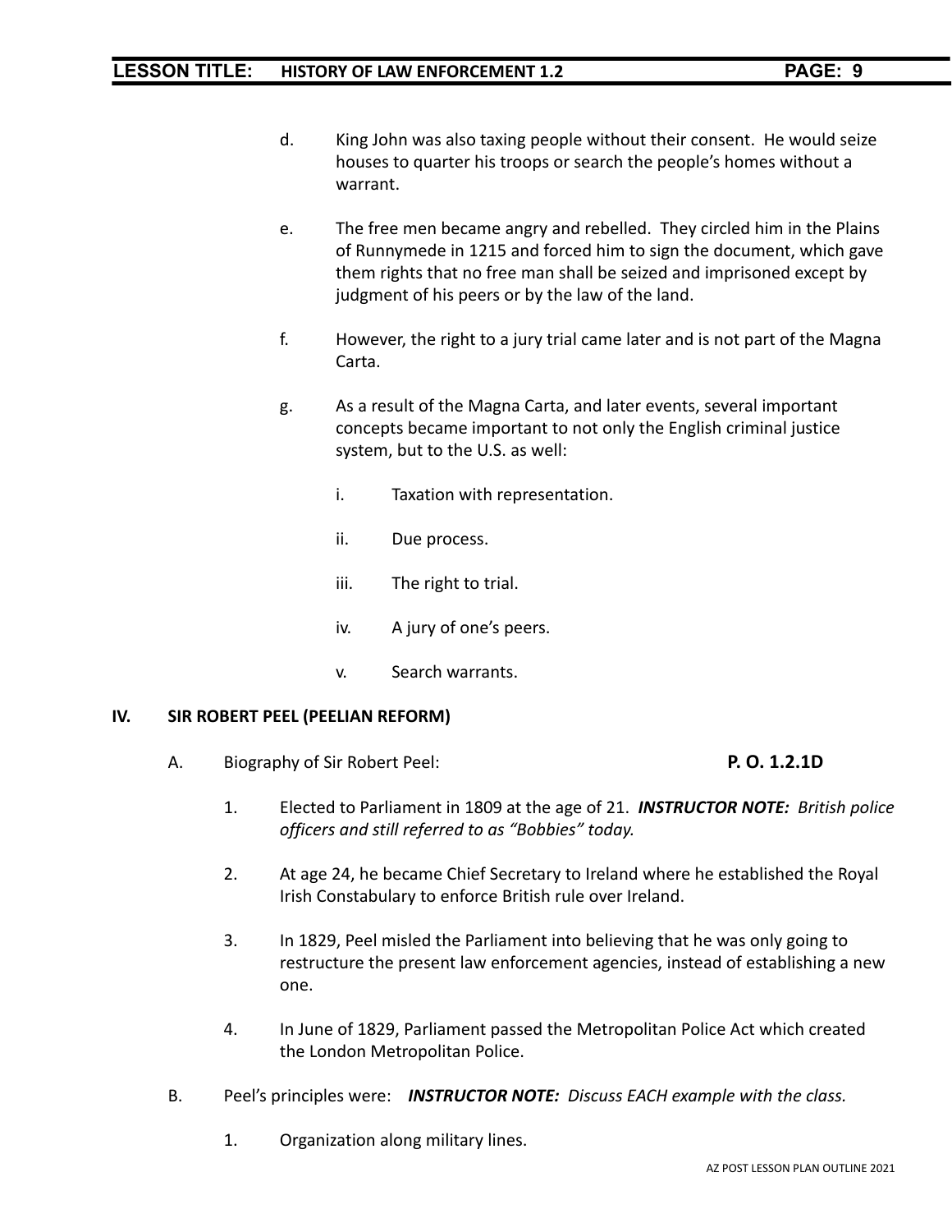d. King John was also taxing people without their consent. He would seize houses to quarter his troops or search the people's homes without a warrant.

e. The free men became angry and rebelled. They circled him in the Plains of Runnymede in 1215 and forced him to sign the document, which gave them rights that no free man shall be seized and imprisoned except by judgment of his peers or by the law of the land.

f. However, the right to a jury trial came later and is not part of the Magna Carta.

g. As a result of the Magna Carta, and later events, several important concepts became important to not only the English criminal justice system, but to the U.S. as well:

   i. Taxation with representation.

   ii. Due process.

   iii. The right to trial.

   iv. A jury of one's peers.

   v. Search warrants.

## IV. SIR ROBERT PEEL (PEELIAN REFORM)

A. Biography of Sir Robert Peel: **P. O. 1.2.1D**

1. Elected to Parliament in 1809 at the age of 21. ***INSTRUCTOR NOTE:*** *British police officers and still referred to as "Bobbies" today.*

2. At age 24, he became Chief Secretary to Ireland where he established the Royal Irish Constabulary to enforce British rule over Ireland.

3. In 1829, Peel misled the Parliament into believing that he was only going to restructure the present law enforcement agencies, instead of establishing a new one.

4. In June of 1829, Parliament passed the Metropolitan Police Act which created the London Metropolitan Police.

B. Peel's principles were: ***INSTRUCTOR NOTE:*** *Discuss EACH example with the class.*

1. Organization along military lines.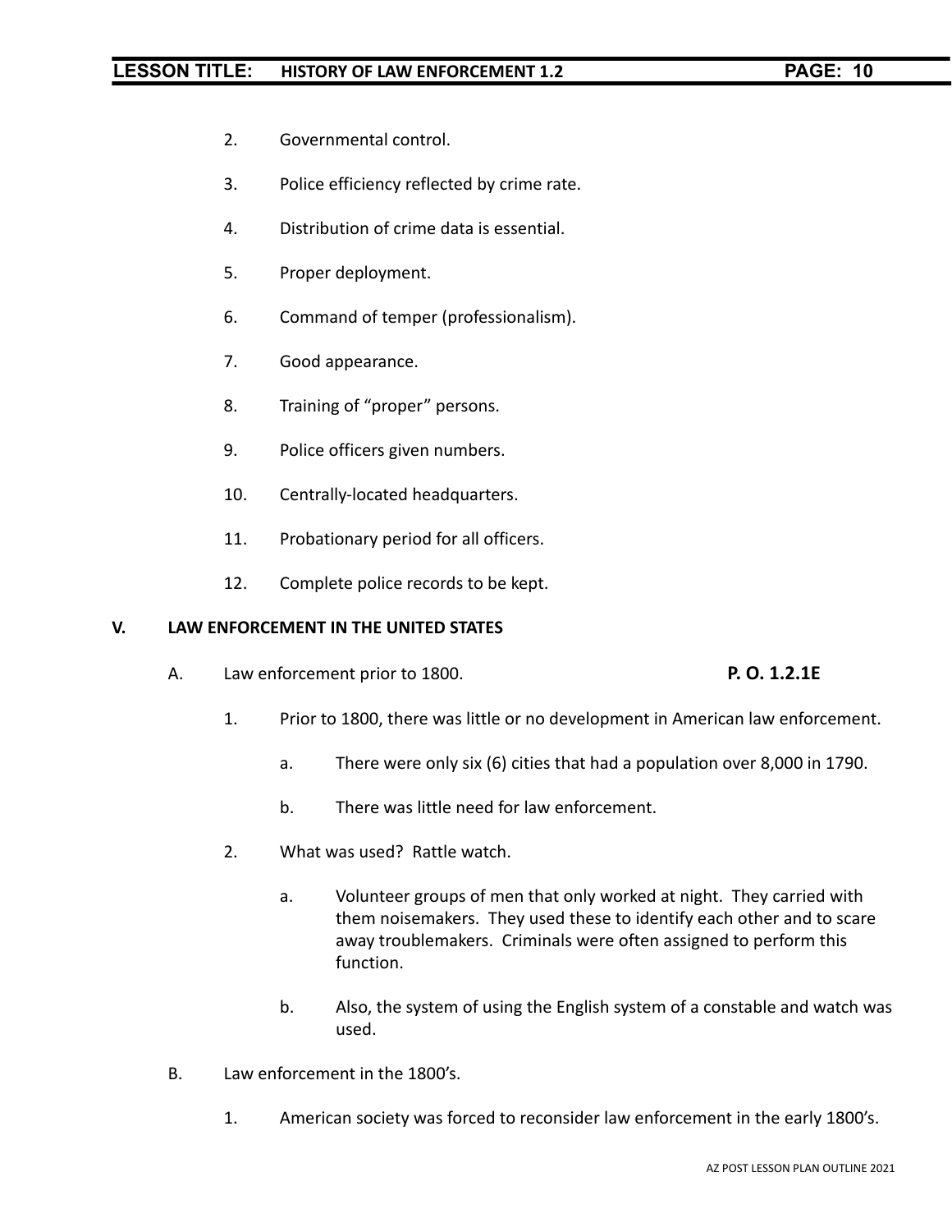2. Governmental control.

3. Police efficiency reflected by crime rate.

4. Distribution of crime data is essential.

5. Proper deployment.

6. Command of temper (professionalism).

7. Good appearance.

8. Training of "proper" persons.

9. Police officers given numbers.

10. Centrally-located headquarters.

11. Probationary period for all officers.

12. Complete police records to be kept.

## V. LAW ENFORCEMENT IN THE UNITED STATES

A. Law enforcement prior to 1800. **P. O. 1.2.1E**

1. Prior to 1800, there was little or no development in American law enforcement.

   a. There were only six (6) cities that had a population over 8,000 in 1790.

   b. There was little need for law enforcement.

2. What was used? Rattle watch.

   a. Volunteer groups of men that only worked at night. They carried with them noisemakers. They used these to identify each other and to scare away troublemakers. Criminals were often assigned to perform this function.

   b. Also, the system of using the English system of a constable and watch was used.

B. Law enforcement in the 1800's.

1. American society was forced to reconsider law enforcement in the early 1800's.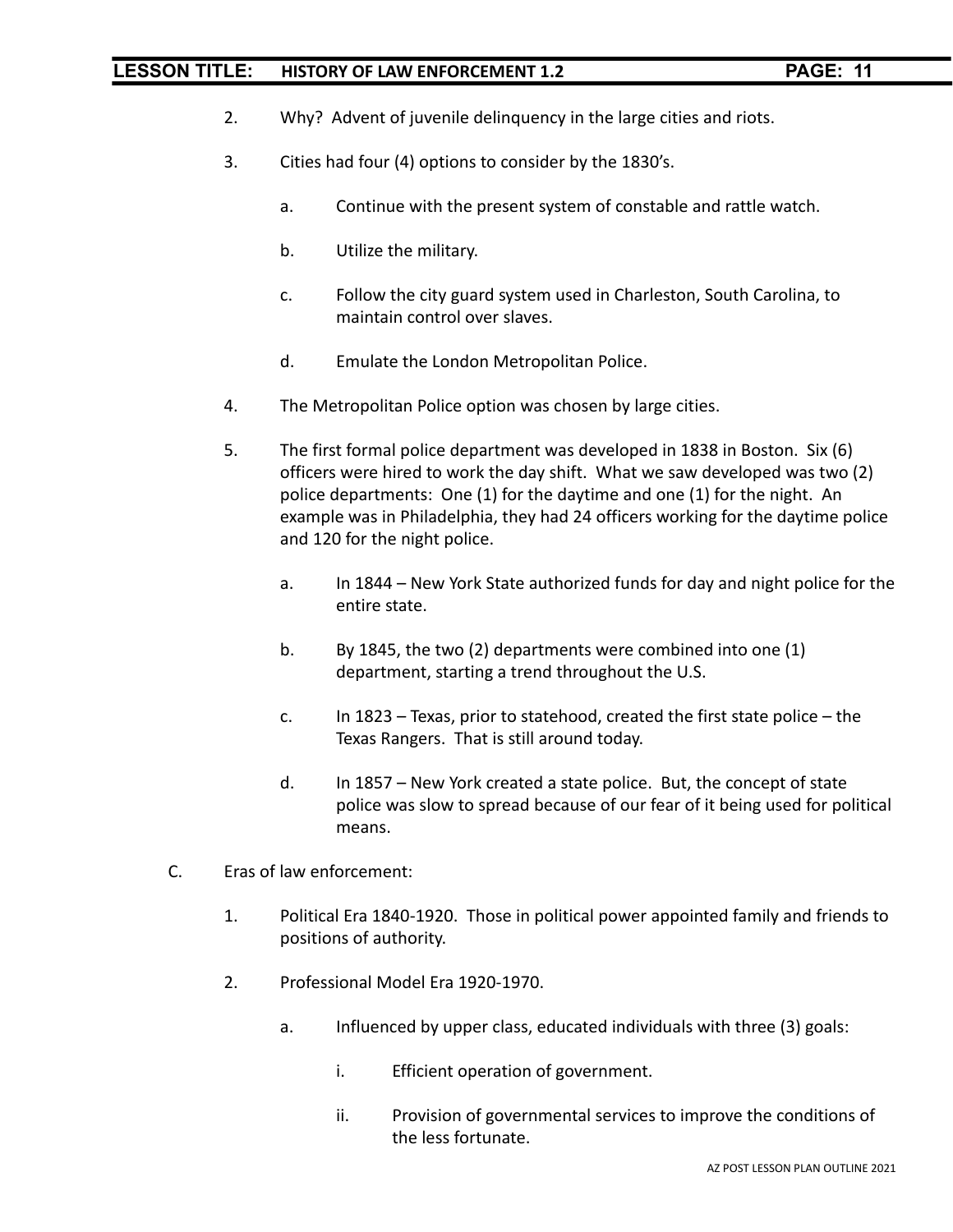2. Why? Advent of juvenile delinquency in the large cities and riots.

3. Cities had four (4) options to consider by the 1830's.

   a. Continue with the present system of constable and rattle watch.

   b. Utilize the military.

   c. Follow the city guard system used in Charleston, South Carolina, to maintain control over slaves.

   d. Emulate the London Metropolitan Police.

4. The Metropolitan Police option was chosen by large cities.

5. The first formal police department was developed in 1838 in Boston. Six (6) officers were hired to work the day shift. What we saw developed was two (2) police departments: One (1) for the daytime and one (1) for the night. An example was in Philadelphia, they had 24 officers working for the daytime police and 120 for the night police.

   a. In 1844 – New York State authorized funds for day and night police for the entire state.

   b. By 1845, the two (2) departments were combined into one (1) department, starting a trend throughout the U.S.

   c. In 1823 – Texas, prior to statehood, created the first state police – the Texas Rangers. That is still around today.

   d. In 1857 – New York created a state police. But, the concept of state police was slow to spread because of our fear of it being used for political means.

C. Eras of law enforcement:

1. Political Era 1840-1920. Those in political power appointed family and friends to positions of authority.

2. Professional Model Era 1920-1970.

   a. Influenced by upper class, educated individuals with three (3) goals:

      i. Efficient operation of government.

      ii. Provision of governmental services to improve the conditions of the less fortunate.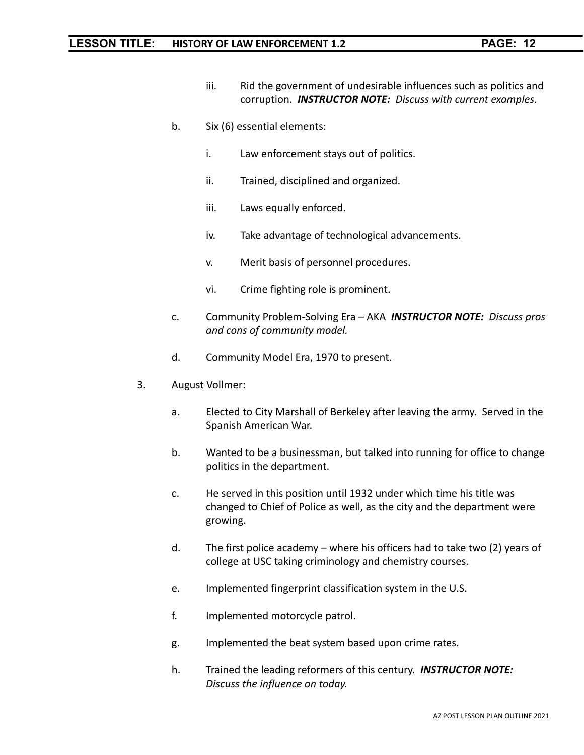iii. Rid the government of undesirable influences such as politics and corruption. ***INSTRUCTOR NOTE:*** *Discuss with current examples.*

b. Six (6) essential elements:

i. Law enforcement stays out of politics.

ii. Trained, disciplined and organized.

iii. Laws equally enforced.

iv. Take advantage of technological advancements.

v. Merit basis of personnel procedures.

vi. Crime fighting role is prominent.

c. Community Problem-Solving Era – AKA ***INSTRUCTOR NOTE:*** *Discuss pros and cons of community model.*

d. Community Model Era, 1970 to present.

3. August Vollmer:

a. Elected to City Marshall of Berkeley after leaving the army. Served in the Spanish American War.

b. Wanted to be a businessman, but talked into running for office to change politics in the department.

c. He served in this position until 1932 under which time his title was changed to Chief of Police as well, as the city and the department were growing.

d. The first police academy – where his officers had to take two (2) years of college at USC taking criminology and chemistry courses.

e. Implemented fingerprint classification system in the U.S.

f. Implemented motorcycle patrol.

g. Implemented the beat system based upon crime rates.

h. Trained the leading reformers of this century. ***INSTRUCTOR NOTE:*** *Discuss the influence on today.*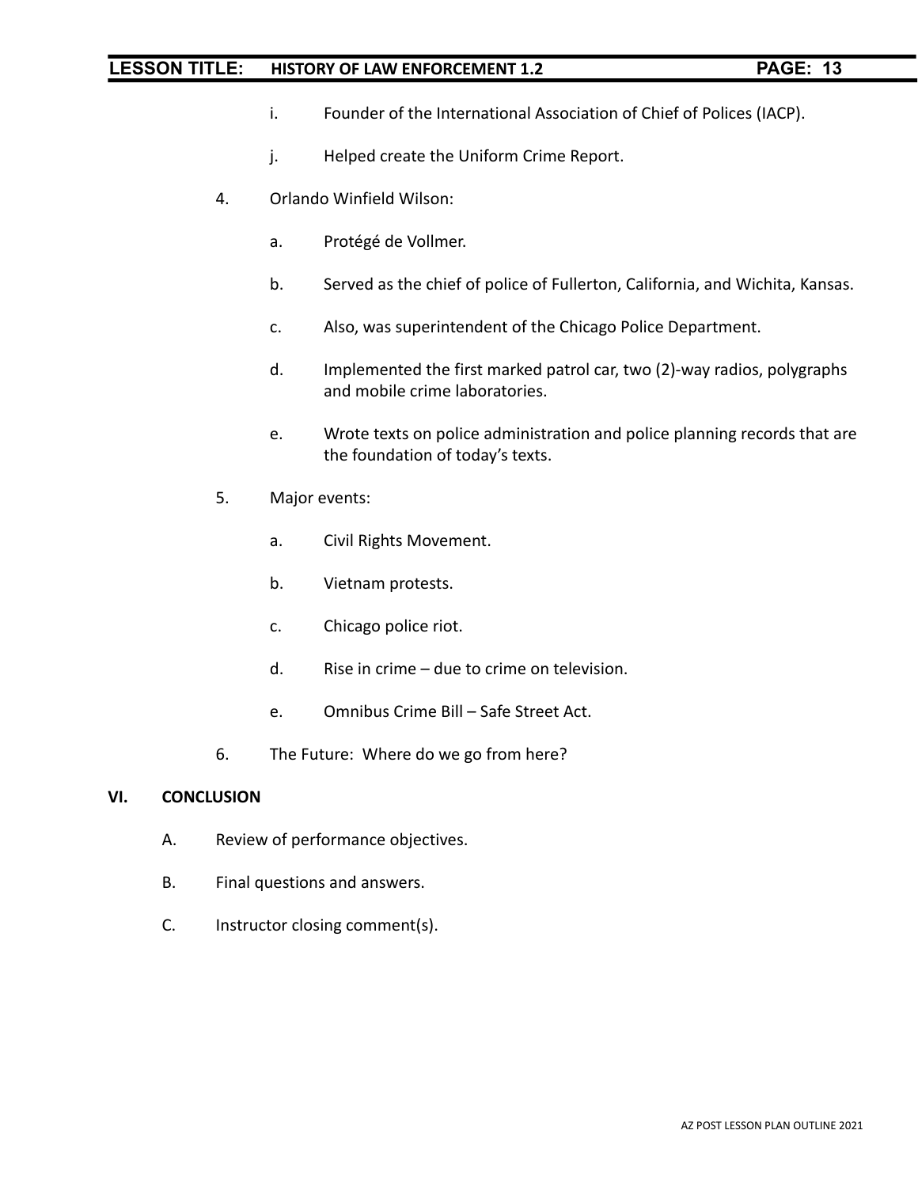i. Founder of the International Association of Chief of Polices (IACP).

j. Helped create the Uniform Crime Report.

4. Orlando Winfield Wilson:

   a. Protégé de Vollmer.

   b. Served as the chief of police of Fullerton, California, and Wichita, Kansas.

   c. Also, was superintendent of the Chicago Police Department.

   d. Implemented the first marked patrol car, two (2)-way radios, polygraphs and mobile crime laboratories.

   e. Wrote texts on police administration and police planning records that are the foundation of today's texts.

5. Major events:

   a. Civil Rights Movement.

   b. Vietnam protests.

   c. Chicago police riot.

   d. Rise in crime – due to crime on television.

   e. Omnibus Crime Bill – Safe Street Act.

6. The Future: Where do we go from here?

## VI. CONCLUSION

A. Review of performance objectives.

B. Final questions and answers.

C. Instructor closing comment(s).